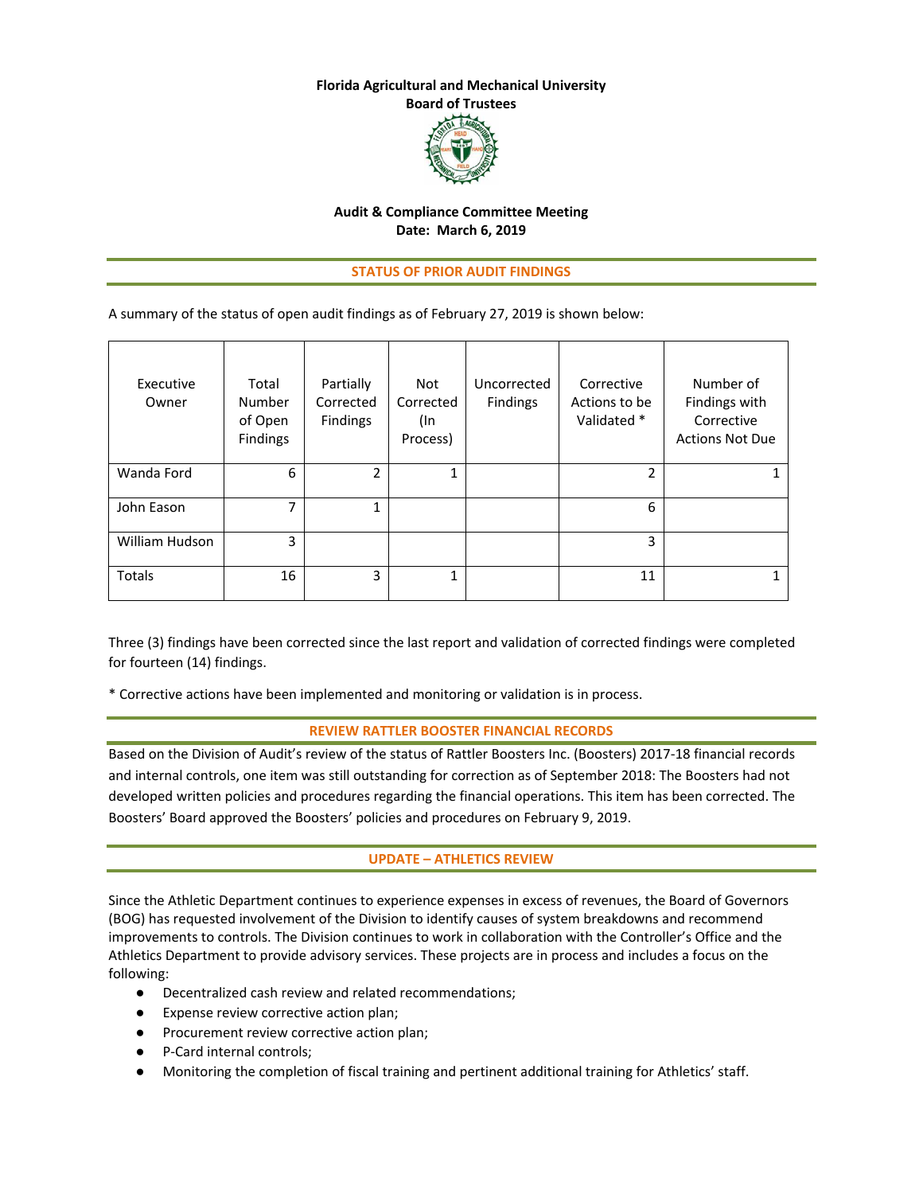**Florida Agricultural and Mechanical University**
**Board of Trustees**

**Audit & Compliance Committee Meeting**
**Date: March 6, 2019**

## STATUS OF PRIOR AUDIT FINDINGS

A summary of the status of open audit findings as of February 27, 2019 is shown below:

| Executive Owner | Total Number of Open Findings | Partially Corrected Findings | Not Corrected (In Process) | Uncorrected Findings | Corrective Actions to be Validated * | Number of Findings with Corrective Actions Not Due |
|---|---|---|---|---|---|---|
| Wanda Ford | 6 | 2 | 1 | | 2 | 1 |
| John Eason | 7 | 1 | | | 6 | |
| William Hudson | 3 | | | | 3 | |
| Totals | 16 | 3 | 1 | | 11 | 1 |

Three (3) findings have been corrected since the last report and validation of corrected findings were completed for fourteen (14) findings.

* Corrective actions have been implemented and monitoring or validation is in process.

## REVIEW RATTLER BOOSTER FINANCIAL RECORDS

Based on the Division of Audit's review of the status of Rattler Boosters Inc. (Boosters) 2017-18 financial records and internal controls, one item was still outstanding for correction as of September 2018: The Boosters had not developed written policies and procedures regarding the financial operations. This item has been corrected. The Boosters' Board approved the Boosters' policies and procedures on February 9, 2019.

## UPDATE – ATHLETICS REVIEW

Since the Athletic Department continues to experience expenses in excess of revenues, the Board of Governors (BOG) has requested involvement of the Division to identify causes of system breakdowns and recommend improvements to controls. The Division continues to work in collaboration with the Controller's Office and the Athletics Department to provide advisory services. These projects are in process and includes a focus on the following:

- Decentralized cash review and related recommendations;
- Expense review corrective action plan;
- Procurement review corrective action plan;
- P-Card internal controls;
- Monitoring the completion of fiscal training and pertinent additional training for Athletics' staff.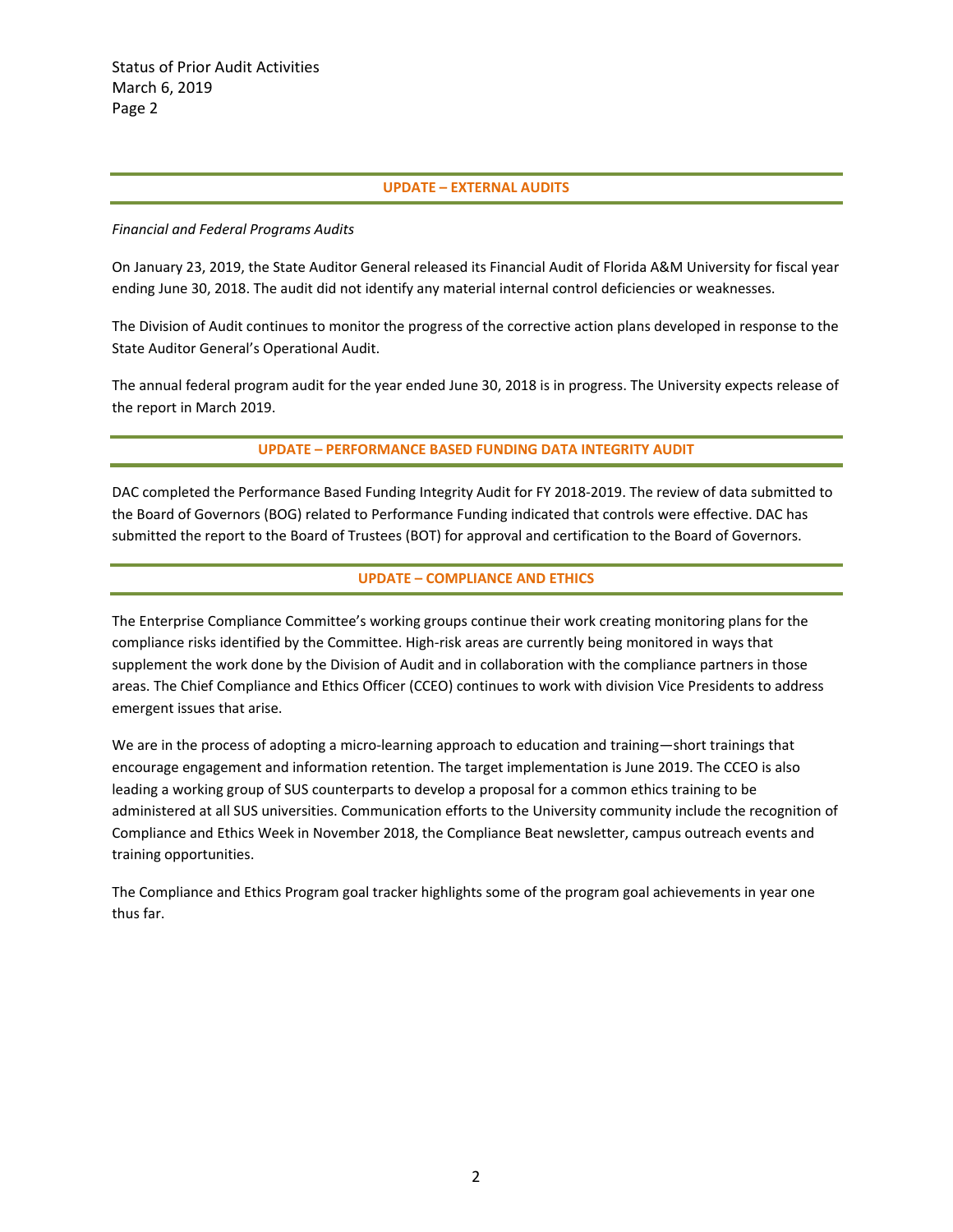## UPDATE – EXTERNAL AUDITS

*Financial and Federal Programs Audits*

On January 23, 2019, the State Auditor General released its Financial Audit of Florida A&M University for fiscal year ending June 30, 2018. The audit did not identify any material internal control deficiencies or weaknesses.

The Division of Audit continues to monitor the progress of the corrective action plans developed in response to the State Auditor General's Operational Audit.

The annual federal program audit for the year ended June 30, 2018 is in progress. The University expects release of the report in March 2019.

## UPDATE – PERFORMANCE BASED FUNDING DATA INTEGRITY AUDIT

DAC completed the Performance Based Funding Integrity Audit for FY 2018-2019. The review of data submitted to the Board of Governors (BOG) related to Performance Funding indicated that controls were effective. DAC has submitted the report to the Board of Trustees (BOT) for approval and certification to the Board of Governors.

## UPDATE – COMPLIANCE AND ETHICS

The Enterprise Compliance Committee's working groups continue their work creating monitoring plans for the compliance risks identified by the Committee. High-risk areas are currently being monitored in ways that supplement the work done by the Division of Audit and in collaboration with the compliance partners in those areas. The Chief Compliance and Ethics Officer (CCEO) continues to work with division Vice Presidents to address emergent issues that arise.

We are in the process of adopting a micro-learning approach to education and training—short trainings that encourage engagement and information retention. The target implementation is June 2019. The CCEO is also leading a working group of SUS counterparts to develop a proposal for a common ethics training to be administered at all SUS universities. Communication efforts to the University community include the recognition of Compliance and Ethics Week in November 2018, the Compliance Beat newsletter, campus outreach events and training opportunities.

The Compliance and Ethics Program goal tracker highlights some of the program goal achievements in year one thus far.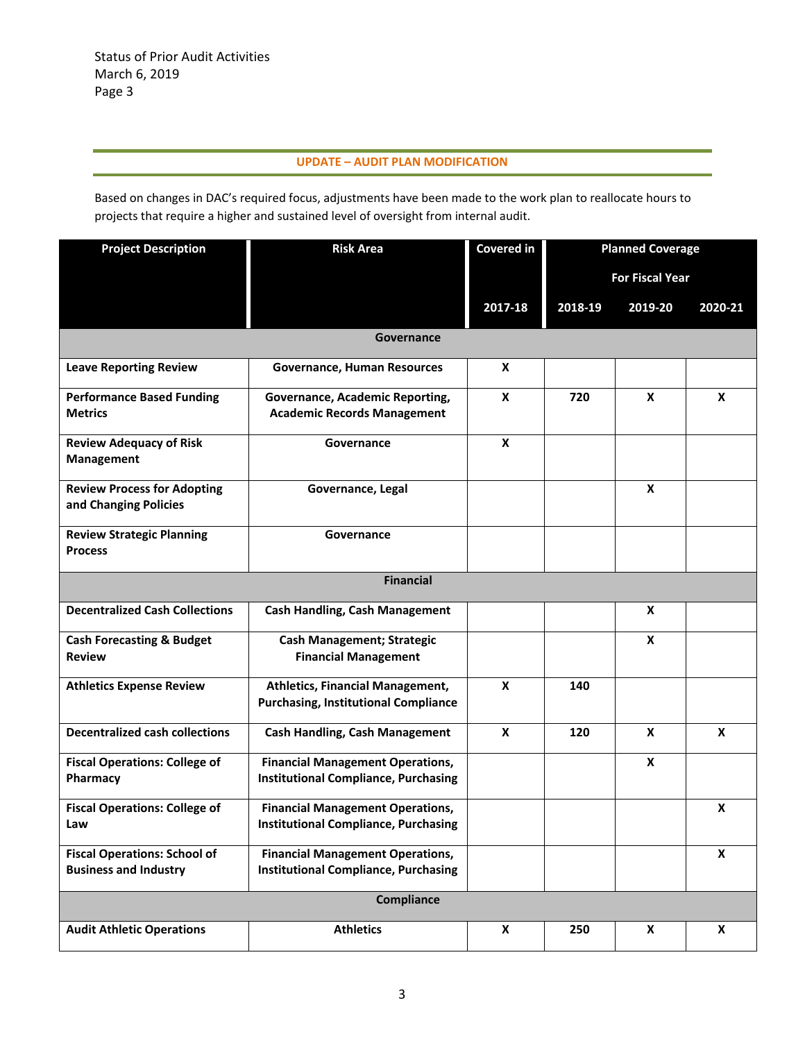Status of Prior Audit Activities
March 6, 2019

## UPDATE – AUDIT PLAN MODIFICATION

Based on changes in DAC's required focus, adjustments have been made to the work plan to reallocate hours to projects that require a higher and sustained level of oversight from internal audit.

| Project Description | Risk Area | Covered in | Planned Coverage For Fiscal Year | | |
|---|---|---|---|---|---|
| | | 2017-18 | 2018-19 | 2019-20 | 2020-21 |
| **Governance** | | | | | |
| **Leave Reporting Review** | **Governance, Human Resources** | **X** | | | |
| **Performance Based Funding Metrics** | **Governance, Academic Reporting, Academic Records Management** | **X** | **720** | **X** | **X** |
| **Review Adequacy of Risk Management** | **Governance** | **X** | | | |
| **Review Process for Adopting and Changing Policies** | **Governance, Legal** | | | **X** | |
| **Review Strategic Planning Process** | **Governance** | | | | |
| **Financial** | | | | | |
| **Decentralized Cash Collections** | **Cash Handling, Cash Management** | | | **X** | |
| **Cash Forecasting & Budget Review** | **Cash Management; Strategic Financial Management** | | | **X** | |
| **Athletics Expense Review** | **Athletics, Financial Management, Purchasing, Institutional Compliance** | **X** | **140** | | |
| **Decentralized cash collections** | **Cash Handling, Cash Management** | **X** | **120** | **X** | **X** |
| **Fiscal Operations: College of Pharmacy** | **Financial Management Operations, Institutional Compliance, Purchasing** | | | **X** | |
| **Fiscal Operations: College of Law** | **Financial Management Operations, Institutional Compliance, Purchasing** | | | | **X** |
| **Fiscal Operations: School of Business and Industry** | **Financial Management Operations, Institutional Compliance, Purchasing** | | | | **X** |
| **Compliance** | | | | | |
| **Audit Athletic Operations** | **Athletics** | **X** | **250** | **X** | **X** |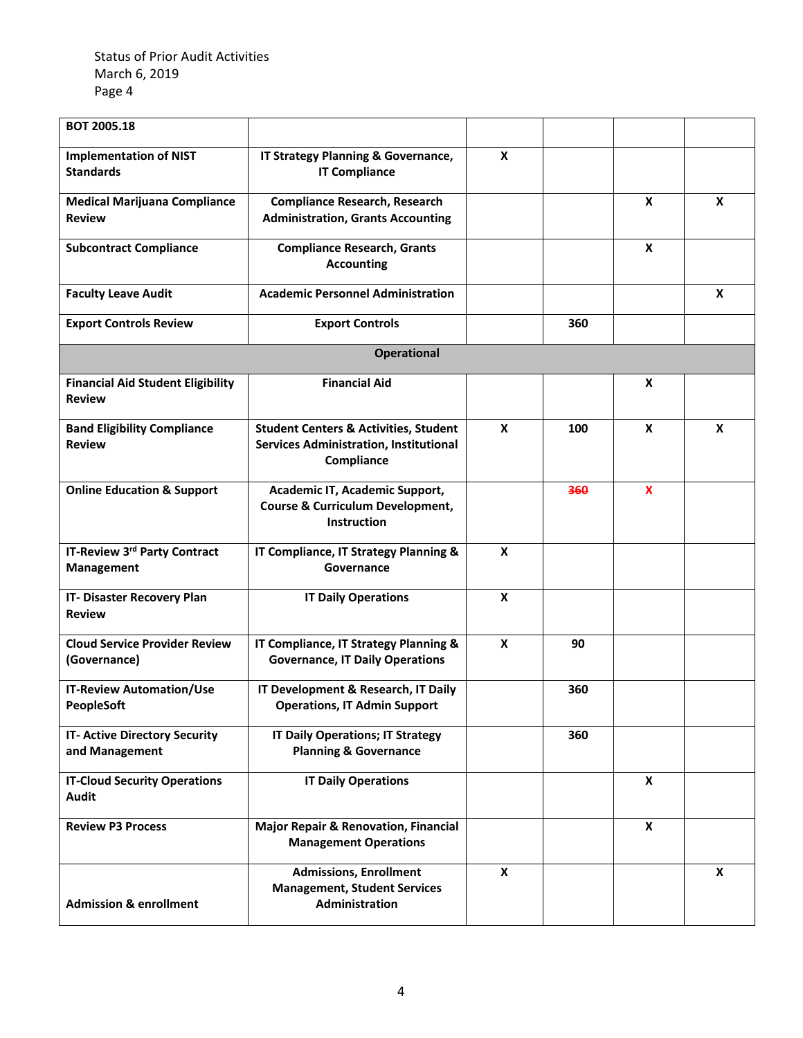| BOT 2005.18 | | | | | |
|---|---|---|---|---|---|
| **Implementation of NIST Standards** | **IT Strategy Planning & Governance, IT Compliance** | **X** | | | |
| **Medical Marijuana Compliance Review** | **Compliance Research, Research Administration, Grants Accounting** | | | **X** | **X** |
| **Subcontract Compliance** | **Compliance Research, Grants Accounting** | | | **X** | |
| **Faculty Leave Audit** | **Academic Personnel Administration** | | | | **X** |
| **Export Controls Review** | **Export Controls** | | **360** | | |
| | **Operational** | | | | |
| **Financial Aid Student Eligibility Review** | **Financial Aid** | | | **X** | |
| **Band Eligibility Compliance Review** | **Student Centers & Activities, Student Services Administration, Institutional Compliance** | **X** | **100** | **X** | **X** |
| **Online Education & Support** | **Academic IT, Academic Support, Course & Curriculum Development, Instruction** | | ~~**360**~~ | **X** | |
| **IT-Review 3rd Party Contract Management** | **IT Compliance, IT Strategy Planning & Governance** | **X** | | | |
| **IT- Disaster Recovery Plan Review** | **IT Daily Operations** | **X** | | | |
| **Cloud Service Provider Review (Governance)** | **IT Compliance, IT Strategy Planning & Governance, IT Daily Operations** | **X** | **90** | | |
| **IT-Review Automation/Use PeopleSoft** | **IT Development & Research, IT Daily Operations, IT Admin Support** | | **360** | | |
| **IT- Active Directory Security and Management** | **IT Daily Operations; IT Strategy Planning & Governance** | | **360** | | |
| **IT-Cloud Security Operations Audit** | **IT Daily Operations** | | | **X** | |
| **Review P3 Process** | **Major Repair & Renovation, Financial Management Operations** | | | **X** | |
| **Admission & enrollment** | **Admissions, Enrollment Management, Student Services Administration** | **X** | | | **X** |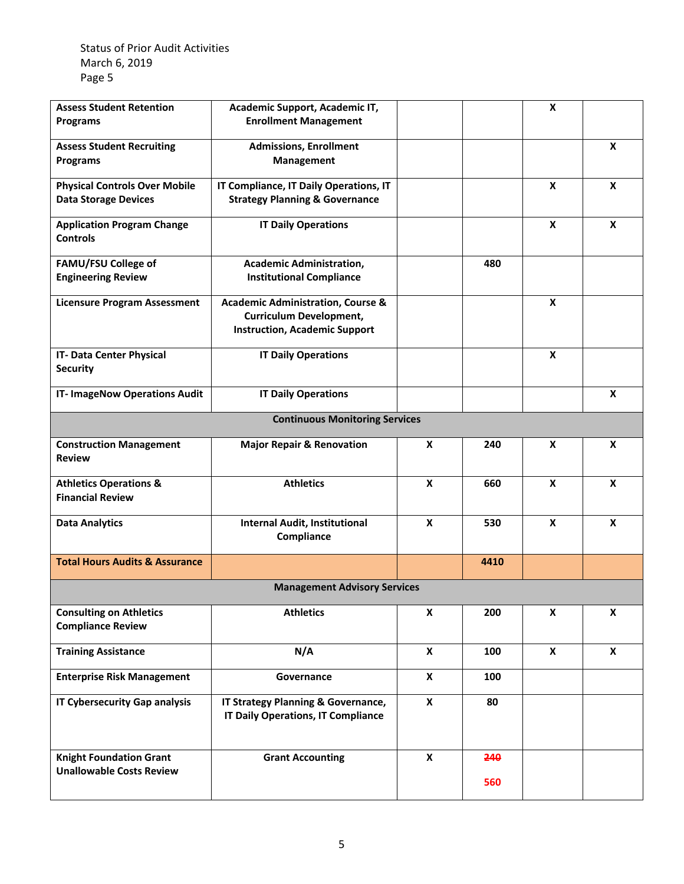| | | | | | |
|---|---|---|---|---|---|
| **Assess Student Retention Programs** | **Academic Support, Academic IT, Enrollment Management** | | | **X** | |
| **Assess Student Recruiting Programs** | **Admissions, Enrollment Management** | | | | **X** |
| **Physical Controls Over Mobile Data Storage Devices** | **IT Compliance, IT Daily Operations, IT Strategy Planning & Governance** | | | **X** | **X** |
| **Application Program Change Controls** | **IT Daily Operations** | | | **X** | **X** |
| **FAMU/FSU College of Engineering Review** | **Academic Administration, Institutional Compliance** | | **480** | | |
| **Licensure Program Assessment** | **Academic Administration, Course & Curriculum Development, Instruction, Academic Support** | | | **X** | |
| **IT- Data Center Physical Security** | **IT Daily Operations** | | | **X** | |
| **IT- ImageNow Operations Audit** | **IT Daily Operations** | | | | **X** |
| **Continuous Monitoring Services** | | | | | |
| **Construction Management Review** | **Major Repair & Renovation** | **X** | **240** | **X** | **X** |
| **Athletics Operations & Financial Review** | **Athletics** | **X** | **660** | **X** | **X** |
| **Data Analytics** | **Internal Audit, Institutional Compliance** | **X** | **530** | **X** | **X** |
| **Total Hours Audits & Assurance** | | | **4410** | | |
| **Management Advisory Services** | | | | | |
| **Consulting on Athletics Compliance Review** | **Athletics** | **X** | **200** | **X** | **X** |
| **Training Assistance** | **N/A** | **X** | **100** | **X** | **X** |
| **Enterprise Risk Management** | **Governance** | **X** | **100** | | |
| **IT Cybersecurity Gap analysis** | **IT Strategy Planning & Governance, IT Daily Operations, IT Compliance** | **X** | **80** | | |
| **Knight Foundation Grant Unallowable Costs Review** | **Grant Accounting** | **X** | **~~240~~ 560** | | |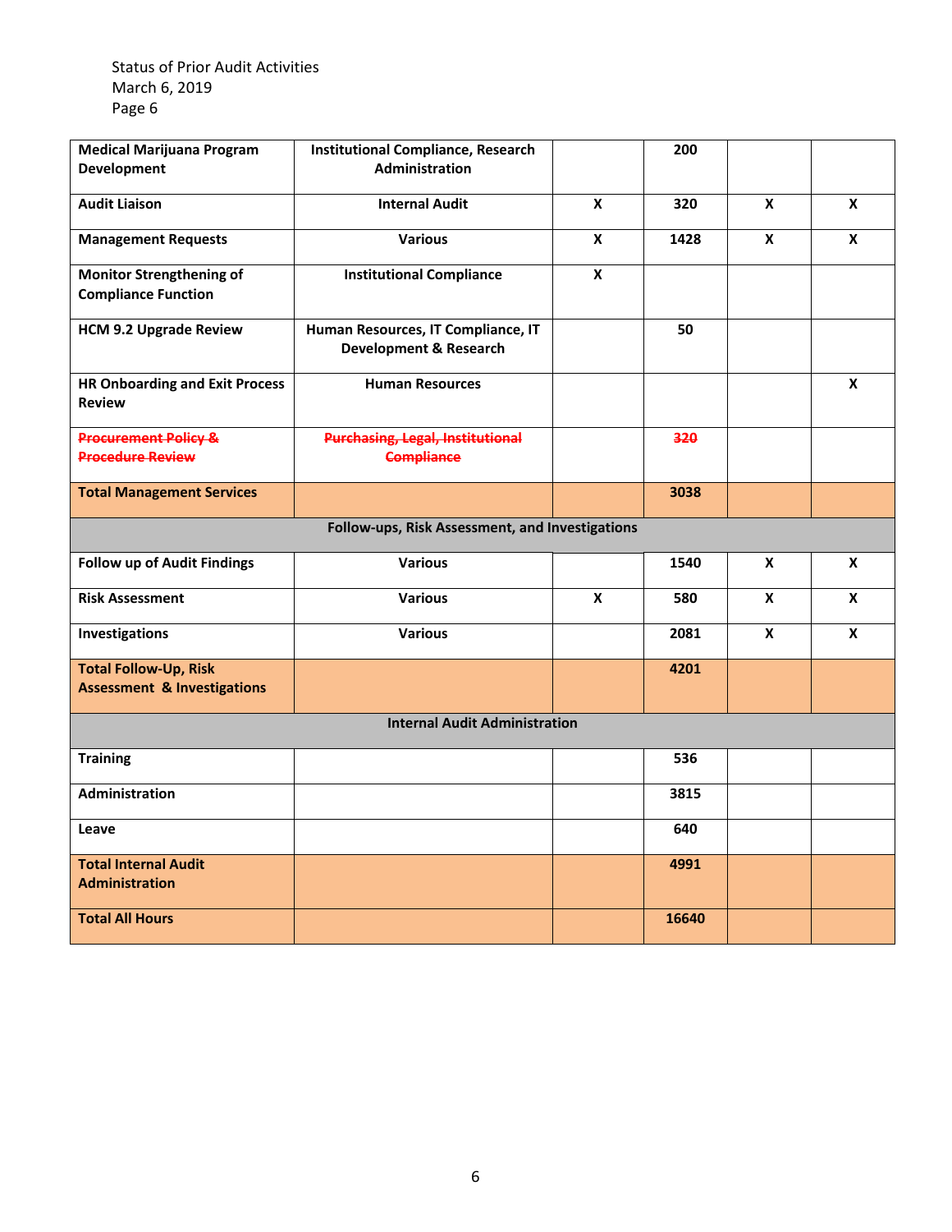Status of Prior Audit Activities
March 6, 2019

| | | | | | |
|---|---|---|---|---|---|
| **Medical Marijuana Program Development** | **Institutional Compliance, Research Administration** | | **200** | | |
| **Audit Liaison** | **Internal Audit** | **X** | **320** | **X** | **X** |
| **Management Requests** | **Various** | **X** | **1428** | **X** | **X** |
| **Monitor Strengthening of Compliance Function** | **Institutional Compliance** | **X** | | | |
| **HCM 9.2 Upgrade Review** | **Human Resources, IT Compliance, IT Development & Research** | | **50** | | |
| **HR Onboarding and Exit Process Review** | **Human Resources** | | | | **X** |
| ~~**Procurement Policy & Procedure Review**~~ | ~~**Purchasing, Legal, Institutional Compliance**~~ | | ~~**320**~~ | | |
| **Total Management Services** | | | **3038** | | |
| **Follow-ups, Risk Assessment, and Investigations** | | | | | |
| **Follow up of Audit Findings** | **Various** | | **1540** | **X** | **X** |
| **Risk Assessment** | **Various** | **X** | **580** | **X** | **X** |
| **Investigations** | **Various** | | **2081** | **X** | **X** |
| **Total Follow-Up, Risk Assessment & Investigations** | | | **4201** | | |
| **Internal Audit Administration** | | | | | |
| **Training** | | | **536** | | |
| **Administration** | | | **3815** | | |
| **Leave** | | | **640** | | |
| **Total Internal Audit Administration** | | | **4991** | | |
| **Total All Hours** | | | **16640** | | |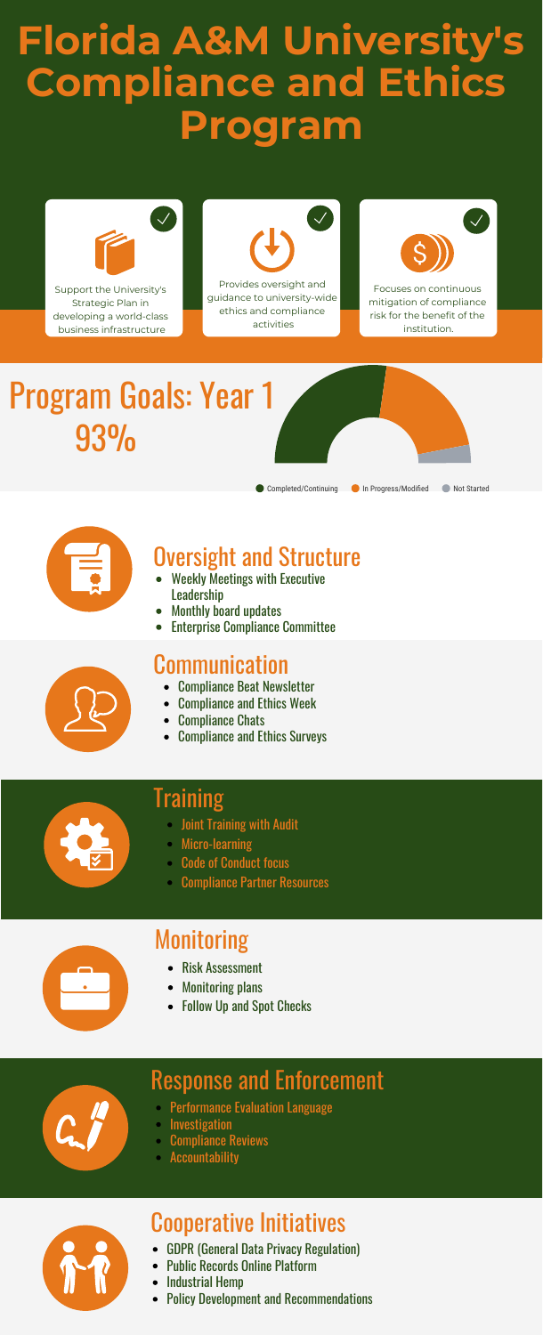# Florida A&M University's Compliance and Ethics Program

Support the University's Strategic Plan in developing a world-class business infrastructure

Provides oversight and guidance to university-wide ethics and compliance activities

Focuses on continuous mitigation of compliance risk for the benefit of the institution.

## Program Goals: Year 1 93%

Completed/Continuing
In Progress/Modified
Not Started

## Oversight and Structure

- Weekly Meetings with Executive Leadership
- Monthly board updates
- Enterprise Compliance Committee

## Communication

- Compliance Beat Newsletter
- Compliance and Ethics Week
- Compliance Chats
- Compliance and Ethics Surveys

## Training

- Joint Training with Audit
- Micro-learning
- Code of Conduct focus
- Compliance Partner Resources

## Monitoring

- Risk Assessment
- Monitoring plans
- Follow Up and Spot Checks

## Response and Enforcement

- Performance Evaluation Language
- Investigation
- Compliance Reviews
- Accountability

## Cooperative Initiatives

- GDPR (General Data Privacy Regulation)
- Public Records Online Platform
- Industrial Hemp
- Policy Development and Recommendations